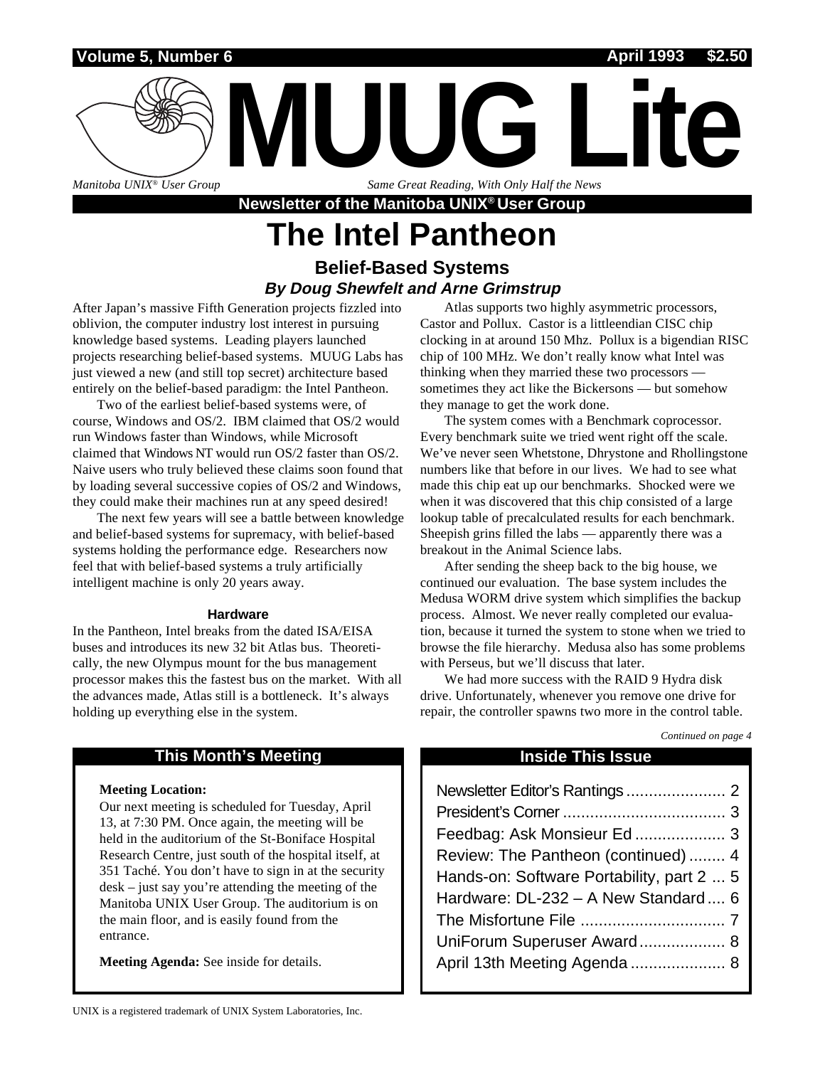Volume 5, Number 6 — April 1993 — $2.50

# MUUG Lite

*Manitoba UNIX® User Group* — *Same Great Reading, With Only Half the News*

**Newsletter of the Manitoba UNIX® User Group**

# The Intel Pantheon

## Belief-Based Systems

***By Doug Shewfelt and Arne Grimstrup***

After Japan's massive Fifth Generation projects fizzled into oblivion, the computer industry lost interest in pursuing knowledge based systems. Leading players launched projects researching belief-based systems. MUUG Labs has just viewed a new (and still top secret) architecture based entirely on the belief-based paradigm: the Intel Pantheon.

Two of the earliest belief-based systems were, of course, Windows and OS/2. IBM claimed that OS/2 would run Windows faster than Windows, while Microsoft claimed that Windows NT would run OS/2 faster than OS/2. Naive users who truly believed these claims soon found that by loading several successive copies of OS/2 and Windows, they could make their machines run at any speed desired!

The next few years will see a battle between knowledge and belief-based systems for supremacy, with belief-based systems holding the performance edge. Researchers now feel that with belief-based systems a truly artificially intelligent machine is only 20 years away.

#### Hardware

In the Pantheon, Intel breaks from the dated ISA/EISA buses and introduces its new 32 bit Atlas bus. Theoretically, the new Olympus mount for the bus management processor makes this the fastest bus on the market. With all the advances made, Atlas still is a bottleneck. It's always holding up everything else in the system.

Atlas supports two highly asymmetric processors, Castor and Pollux. Castor is a littleendian CISC chip clocking in at around 150 Mhz. Pollux is a bigendian RISC chip of 100 MHz. We don't really know what Intel was thinking when they married these two processors — sometimes they act like the Bickersons — but somehow they manage to get the work done.

The system comes with a Benchmark coprocessor. Every benchmark suite we tried went right off the scale. We've never seen Whetstone, Dhrystone and Rhollingstone numbers like that before in our lives. We had to see what made this chip eat up our benchmarks. Shocked were we when it was discovered that this chip consisted of a large lookup table of precalculated results for each benchmark. Sheepish grins filled the labs — apparently there was a breakout in the Animal Science labs.

After sending the sheep back to the big house, we continued our evaluation. The base system includes the Medusa WORM drive system which simplifies the backup process. Almost. We never really completed our evaluation, because it turned the system to stone when we tried to browse the file hierarchy. Medusa also has some problems with Perseus, but we'll discuss that later.

We had more success with the RAID 9 Hydra disk drive. Unfortunately, whenever you remove one drive for repair, the controller spawns two more in the control table.

*Continued on page 4*

### This Month's Meeting

**Meeting Location:**
Our next meeting is scheduled for Tuesday, April 13, at 7:30 PM. Once again, the meeting will be held in the auditorium of the St-Boniface Hospital Research Centre, just south of the hospital itself, at 351 Taché. You don't have to sign in at the security desk – just say you're attending the meeting of the Manitoba UNIX User Group. The auditorium is on the main floor, and is easily found from the entrance.

**Meeting Agenda:** See inside for details.

### Inside This Issue

- Newsletter Editor's Rantings ...... 2
- President's Corner ...... 3
- Feedbag: Ask Monsieur Ed ...... 3
- Review: The Pantheon (continued) ...... 4
- Hands-on: Software Portability, part 2 ... 5
- Hardware: DL-232 – A New Standard .... 6
- The Misfortune File ...... 7
- UniForum Superuser Award ...... 8
- April 13th Meeting Agenda ...... 8

UNIX is a registered trademark of UNIX System Laboratories, Inc.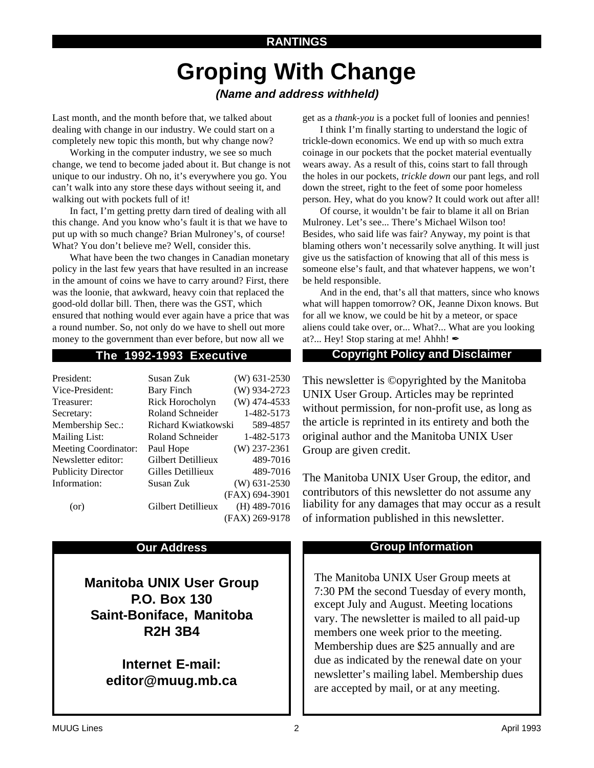**RANTINGS**

# Groping With Change

***(Name and address withheld)***

Last month, and the month before that, we talked about dealing with change in our industry. We could start on a completely new topic this month, but why change now?

Working in the computer industry, we see so much change, we tend to become jaded about it. But change is not unique to our industry. Oh no, it's everywhere you go. You can't walk into any store these days without seeing it, and walking out with pockets full of it!

In fact, I'm getting pretty darn tired of dealing with all this change. And you know who's fault it is that we have to put up with so much change? Brian Mulroney's, of course! What? You don't believe me? Well, consider this.

What have been the two changes in Canadian monetary policy in the last few years that have resulted in an increase in the amount of coins we have to carry around? First, there was the loonie, that awkward, heavy coin that replaced the good-old dollar bill. Then, there was the GST, which ensured that nothing would ever again have a price that was a round number. So, not only do we have to shell out more money to the government than ever before, but now all we get as a *thank-you* is a pocket full of loonies and pennies!

I think I'm finally starting to understand the logic of trickle-down economics. We end up with so much extra coinage in our pockets that the pocket material eventually wears away. As a result of this, coins start to fall through the holes in our pockets, *trickle down* our pant legs, and roll down the street, right to the feet of some poor homeless person. Hey, what do you know? It could work out after all!

Of course, it wouldn't be fair to blame it all on Brian Mulroney. Let's see... There's Michael Wilson too! Besides, who said life was fair? Anyway, my point is that blaming others won't necessarily solve anything. It will just give us the satisfaction of knowing that all of this mess is someone else's fault, and that whatever happens, we won't be held responsible.

And in the end, that's all that matters, since who knows what will happen tomorrow? OK, Jeanne Dixon knows. But for all we know, we could be hit by a meteor, or space aliens could take over, or... What?... What are you looking at?... Hey! Stop staring at me! Ahhh! ✒

## The 1992-1993 Executive

| | | |
|---|---|---|
| President: | Susan Zuk | (W) 631-2530 |
| Vice-President: | Bary Finch | (W) 934-2723 |
| Treasurer: | Rick Horocholyn | (W) 474-4533 |
| Secretary: | Roland Schneider | 1-482-5173 |
| Membership Sec.: | Richard Kwiatkowski | 589-4857 |
| Mailing List: | Roland Schneider | 1-482-5173 |
| Meeting Coordinator: | Paul Hope | (W) 237-2361 |
| Newsletter editor: | Gilbert Detillieux | 489-7016 |
| Publicity Director | Gilles Detillieux | 489-7016 |
| Information: | Susan Zuk | (W) 631-2530 |
| | | (FAX) 694-3901 |
| (or) | Gilbert Detillieux | (H) 489-7016 |
| | | (FAX) 269-9178 |

## Copyright Policy and Disclaimer

This newsletter is ©opyrighted by the Manitoba UNIX User Group. Articles may be reprinted without permission, for non-profit use, as long as the article is reprinted in its entirety and both the original author and the Manitoba UNIX User Group are given credit.

The Manitoba UNIX User Group, the editor, and contributors of this newsletter do not assume any liability for any damages that may occur as a result of information published in this newsletter.

## Our Address

**Manitoba UNIX User Group**
**P.O. Box 130**
**Saint-Boniface, Manitoba**
**R2H 3B4**

**Internet E-mail:**
**editor@muug.mb.ca**

## Group Information

The Manitoba UNIX User Group meets at 7:30 PM the second Tuesday of every month, except July and August. Meeting locations vary. The newsletter is mailed to all paid-up members one week prior to the meeting. Membership dues are $25 annually and are due as indicated by the renewal date on your newsletter's mailing label. Membership dues are accepted by mail, or at any meeting.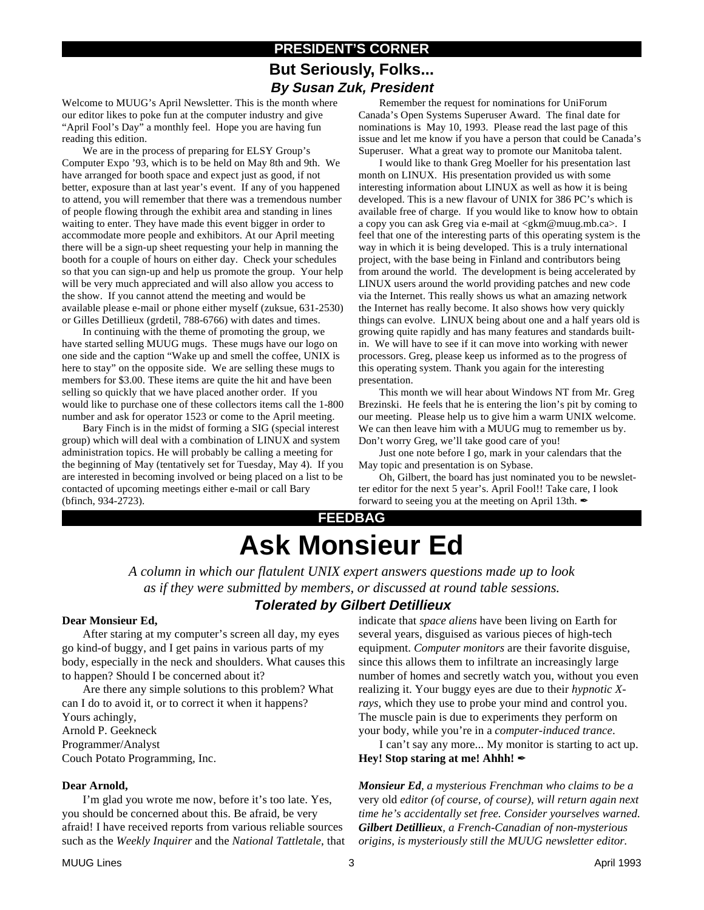## PRESIDENT'S CORNER

# But Seriously, Folks...

### *By Susan Zuk, President*

Welcome to MUUG's April Newsletter. This is the month where our editor likes to poke fun at the computer industry and give "April Fool's Day" a monthly feel. Hope you are having fun reading this edition.

We are in the process of preparing for ELSY Group's Computer Expo '93, which is to be held on May 8th and 9th. We have arranged for booth space and expect just as good, if not better, exposure than at last year's event. If any of you happened to attend, you will remember that there was a tremendous number of people flowing through the exhibit area and standing in lines waiting to enter. They have made this event bigger in order to accommodate more people and exhibitors. At our April meeting there will be a sign-up sheet requesting your help in manning the booth for a couple of hours on either day. Check your schedules so that you can sign-up and help us promote the group. Your help will be very much appreciated and will also allow you access to the show. If you cannot attend the meeting and would be available please e-mail or phone either myself (zuksue, 631-2530) or Gilles Detillieux (grdetil, 788-6766) with dates and times.

In continuing with the theme of promoting the group, we have started selling MUUG mugs. These mugs have our logo on one side and the caption "Wake up and smell the coffee, UNIX is here to stay" on the opposite side. We are selling these mugs to members for $3.00. These items are quite the hit and have been selling so quickly that we have placed another order. If you would like to purchase one of these collectors items call the 1-800 number and ask for operator 1523 or come to the April meeting.

Bary Finch is in the midst of forming a SIG (special interest group) which will deal with a combination of LINUX and system administration topics. He will probably be calling a meeting for the beginning of May (tentatively set for Tuesday, May 4). If you are interested in becoming involved or being placed on a list to be contacted of upcoming meetings either e-mail or call Bary (bfinch, 934-2723).

Remember the request for nominations for UniForum Canada's Open Systems Superuser Award. The final date for nominations is May 10, 1993. Please read the last page of this issue and let me know if you have a person that could be Canada's Superuser. What a great way to promote our Manitoba talent.

I would like to thank Greg Moeller for his presentation last month on LINUX. His presentation provided us with some interesting information about LINUX as well as how it is being developed. This is a new flavour of UNIX for 386 PC's which is available free of charge. If you would like to know how to obtain a copy you can ask Greg via e-mail at <gkm@muug.mb.ca>. I feel that one of the interesting parts of this operating system is the way in which it is being developed. This is a truly international project, with the base being in Finland and contributors being from around the world. The development is being accelerated by LINUX users around the world providing patches and new code via the Internet. This really shows us what an amazing network the Internet has really become. It also shows how very quickly things can evolve. LINUX being about one and a half years old is growing quite rapidly and has many features and standards built-in. We will have to see if it can move into working with newer processors. Greg, please keep us informed as to the progress of this operating system. Thank you again for the interesting presentation.

This month we will hear about Windows NT from Mr. Greg Brezinski. He feels that he is entering the lion's pit by coming to our meeting. Please help us to give him a warm UNIX welcome. We can then leave him with a MUUG mug to remember us by. Don't worry Greg, we'll take good care of you!

Just one note before I go, mark in your calendars that the May topic and presentation is on Sybase.

Oh, Gilbert, the board has just nominated you to be newsletter editor for the next 5 year's. April Fool!! Take care, I look forward to seeing you at the meeting on April 13th. ✒

## FEEDBAG

# Ask Monsieur Ed

*A column in which our flatulent UNIX expert answers questions made up to look as if they were submitted by members, or discussed at round table sessions.*

### *Tolerated by Gilbert Detillieux*

**Dear Monsieur Ed,**

After staring at my computer's screen all day, my eyes go kind-of buggy, and I get pains in various parts of my body, especially in the neck and shoulders. What causes this to happen? Should I be concerned about it?

Are there any simple solutions to this problem? What can I do to avoid it, or to correct it when it happens?

Yours achingly,
Arnold P. Geekneck
Programmer/Analyst
Couch Potato Programming, Inc.

**Dear Arnold,**

I'm glad you wrote me now, before it's too late. Yes, you should be concerned about this. Be afraid, be very afraid! I have received reports from various reliable sources such as the *Weekly Inquirer* and the *National Tattletale*, that indicate that *space aliens* have been living on Earth for several years, disguised as various pieces of high-tech equipment. *Computer monitors* are their favorite disguise, since this allows them to infiltrate an increasingly large number of homes and secretly watch you, without you even realizing it. Your buggy eyes are due to their *hypnotic X-rays*, which they use to probe your mind and control you. The muscle pain is due to experiments they perform on your body, while you're in a *computer-induced trance*.

I can't say any more... My monitor is starting to act up. **Hey! Stop staring at me! Ahhh!** ✒

***Monsieur Ed**, a mysterious Frenchman who claims to be a* very old *editor (of course, of course), will return again next time he's accidentally set free. Consider yourselves warned. **Gilbert Detillieux**, a French-Canadian of non-mysterious origins, is mysteriously still the MUUG newsletter editor.*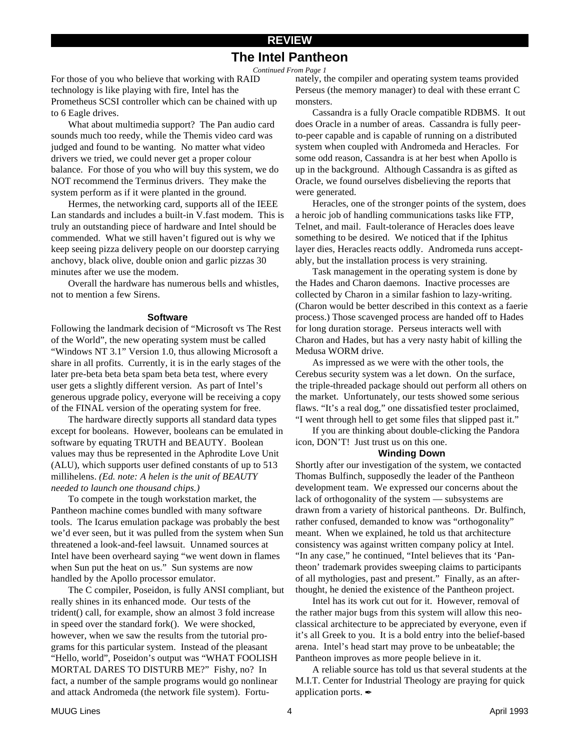## REVIEW

# The Intel Pantheon

*Continued From Page 1*

For those of you who believe that working with RAID technology is like playing with fire, Intel has the Prometheus SCSI controller which can be chained with up to 6 Eagle drives.

What about multimedia support? The Pan audio card sounds much too reedy, while the Themis video card was judged and found to be wanting. No matter what video drivers we tried, we could never get a proper colour balance. For those of you who will buy this system, we do NOT recommend the Terminus drivers. They make the system perform as if it were planted in the ground.

Hermes, the networking card, supports all of the IEEE Lan standards and includes a built-in V.fast modem. This is truly an outstanding piece of hardware and Intel should be commended. What we still haven't figured out is why we keep seeing pizza delivery people on our doorstep carrying anchovy, black olive, double onion and garlic pizzas 30 minutes after we use the modem.

Overall the hardware has numerous bells and whistles, not to mention a few Sirens.

### Software

Following the landmark decision of "Microsoft vs The Rest of the World", the new operating system must be called "Windows NT 3.1" Version 1.0, thus allowing Microsoft a share in all profits. Currently, it is in the early stages of the later pre-beta beta beta spam beta beta test, where every user gets a slightly different version. As part of Intel's generous upgrade policy, everyone will be receiving a copy of the FINAL version of the operating system for free.

The hardware directly supports all standard data types except for booleans. However, booleans can be emulated in software by equating TRUTH and BEAUTY. Boolean values may thus be represented in the Aphrodite Love Unit (ALU), which supports user defined constants of up to 513 millihelens. *(Ed. note: A helen is the unit of BEAUTY needed to launch one thousand chips.)*

To compete in the tough workstation market, the Pantheon machine comes bundled with many software tools. The Icarus emulation package was probably the best we'd ever seen, but it was pulled from the system when Sun threatened a look-and-feel lawsuit. Unnamed sources at Intel have been overheard saying "we went down in flames when Sun put the heat on us." Sun systems are now handled by the Apollo processor emulator.

The C compiler, Poseidon, is fully ANSI compliant, but really shines in its enhanced mode. Our tests of the trident() call, for example, show an almost 3 fold increase in speed over the standard fork(). We were shocked, however, when we saw the results from the tutorial programs for this particular system. Instead of the pleasant "Hello, world", Poseidon's output was "WHAT FOOLISH MORTAL DARES TO DISTURB ME?" Fishy, no? In fact, a number of the sample programs would go nonlinear and attack Andromeda (the network file system). Fortunately, the compiler and operating system teams provided Perseus (the memory manager) to deal with these errant C monsters.

Cassandra is a fully Oracle compatible RDBMS. It out does Oracle in a number of areas. Cassandra is fully peer-to-peer capable and is capable of running on a distributed system when coupled with Andromeda and Heracles. For some odd reason, Cassandra is at her best when Apollo is up in the background. Although Cassandra is as gifted as Oracle, we found ourselves disbelieving the reports that were generated.

Heracles, one of the stronger points of the system, does a heroic job of handling communications tasks like FTP, Telnet, and mail. Fault-tolerance of Heracles does leave something to be desired. We noticed that if the Iphitus layer dies, Heracles reacts oddly. Andromeda runs acceptably, but the installation process is very straining.

Task management in the operating system is done by the Hades and Charon daemons. Inactive processes are collected by Charon in a similar fashion to lazy-writing. (Charon would be better described in this context as a faerie process.) Those scavenged process are handed off to Hades for long duration storage. Perseus interacts well with Charon and Hades, but has a very nasty habit of killing the Medusa WORM drive.

As impressed as we were with the other tools, the Cerebus security system was a let down. On the surface, the triple-threaded package should out perform all others on the market. Unfortunately, our tests showed some serious flaws. "It's a real dog," one dissatisfied tester proclaimed, "I went through hell to get some files that slipped past it."

If you are thinking about double-clicking the Pandora icon, DON'T! Just trust us on this one.

### Winding Down

Shortly after our investigation of the system, we contacted Thomas Bulfinch, supposedly the leader of the Pantheon development team. We expressed our concerns about the lack of orthogonality of the system — subsystems are drawn from a variety of historical pantheons. Dr. Bulfinch, rather confused, demanded to know was "orthogonality" meant. When we explained, he told us that architecture consistency was against written company policy at Intel. "In any case," he continued, "Intel believes that its 'Pantheon' trademark provides sweeping claims to participants of all mythologies, past and present." Finally, as an afterthought, he denied the existence of the Pantheon project.

Intel has its work cut out for it. However, removal of the rather major bugs from this system will allow this neo-classical architecture to be appreciated by everyone, even if it's all Greek to you. It is a bold entry into the belief-based arena. Intel's head start may prove to be unbeatable; the Pantheon improves as more people believe in it.

A reliable source has told us that several students at the M.I.T. Center for Industrial Theology are praying for quick application ports. ✒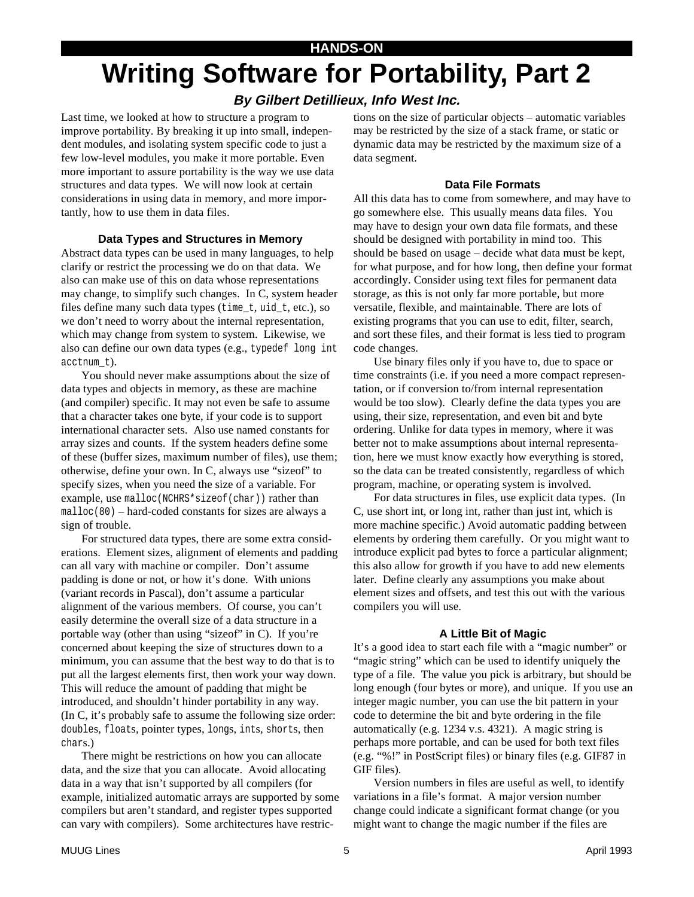HANDS-ON

# Writing Software for Portability, Part 2

***By Gilbert Detillieux, Info West Inc.***

Last time, we looked at how to structure a program to improve portability. By breaking it up into small, independent modules, and isolating system specific code to just a few low-level modules, you make it more portable. Even more important to assure portability is the way we use data structures and data types. We will now look at certain considerations in using data in memory, and more importantly, how to use them in data files.

### Data Types and Structures in Memory

Abstract data types can be used in many languages, to help clarify or restrict the processing we do on that data. We also can make use of this on data whose representations may change, to simplify such changes. In C, system header files define many such data types (`time_t`, `uid_t`, etc.), so we don't need to worry about the internal representation, which may change from system to system. Likewise, we also can define our own data types (e.g., `typedef long int acctnum_t`).

You should never make assumptions about the size of data types and objects in memory, as these are machine (and compiler) specific. It may not even be safe to assume that a character takes one byte, if your code is to support international character sets. Also use named constants for array sizes and counts. If the system headers define some of these (buffer sizes, maximum number of files), use them; otherwise, define your own. In C, always use "sizeof" to specify sizes, when you need the size of a variable. For example, use `malloc(NCHRS*sizeof(char))` rather than `malloc(80)` – hard-coded constants for sizes are always a sign of trouble.

For structured data types, there are some extra considerations. Element sizes, alignment of elements and padding can all vary with machine or compiler. Don't assume padding is done or not, or how it's done. With unions (variant records in Pascal), don't assume a particular alignment of the various members. Of course, you can't easily determine the overall size of a data structure in a portable way (other than using "sizeof" in C). If you're concerned about keeping the size of structures down to a minimum, you can assume that the best way to do that is to put all the largest elements first, then work your way down. This will reduce the amount of padding that might be introduced, and shouldn't hinder portability in any way. (In C, it's probably safe to assume the following size order: `doubles`, `floats`, pointer types, `longs`, `ints`, `shorts`, then `chars`.)

There might be restrictions on how you can allocate data, and the size that you can allocate. Avoid allocating data in a way that isn't supported by all compilers (for example, initialized automatic arrays are supported by some compilers but aren't standard, and register types supported can vary with compilers). Some architectures have restrictions on the size of particular objects – automatic variables may be restricted by the size of a stack frame, or static or dynamic data may be restricted by the maximum size of a data segment.

### Data File Formats

All this data has to come from somewhere, and may have to go somewhere else. This usually means data files. You may have to design your own data file formats, and these should be designed with portability in mind too. This should be based on usage – decide what data must be kept, for what purpose, and for how long, then define your format accordingly. Consider using text files for permanent data storage, as this is not only far more portable, but more versatile, flexible, and maintainable. There are lots of existing programs that you can use to edit, filter, search, and sort these files, and their format is less tied to program code changes.

Use binary files only if you have to, due to space or time constraints (i.e. if you need a more compact representation, or if conversion to/from internal representation would be too slow). Clearly define the data types you are using, their size, representation, and even bit and byte ordering. Unlike for data types in memory, where it was better not to make assumptions about internal representation, here we must know exactly how everything is stored, so the data can be treated consistently, regardless of which program, machine, or operating system is involved.

For data structures in files, use explicit data types. (In C, use short int, or long int, rather than just int, which is more machine specific.) Avoid automatic padding between elements by ordering them carefully. Or you might want to introduce explicit pad bytes to force a particular alignment; this also allow for growth if you have to add new elements later. Define clearly any assumptions you make about element sizes and offsets, and test this out with the various compilers you will use.

### A Little Bit of Magic

It's a good idea to start each file with a "magic number" or "magic string" which can be used to identify uniquely the type of a file. The value you pick is arbitrary, but should be long enough (four bytes or more), and unique. If you use an integer magic number, you can use the bit pattern in your code to determine the bit and byte ordering in the file automatically (e.g. 1234 v.s. 4321). A magic string is perhaps more portable, and can be used for both text files (e.g. "%!" in PostScript files) or binary files (e.g. GIF87 in GIF files).

Version numbers in files are useful as well, to identify variations in a file's format. A major version number change could indicate a significant format change (or you might want to change the magic number if the files are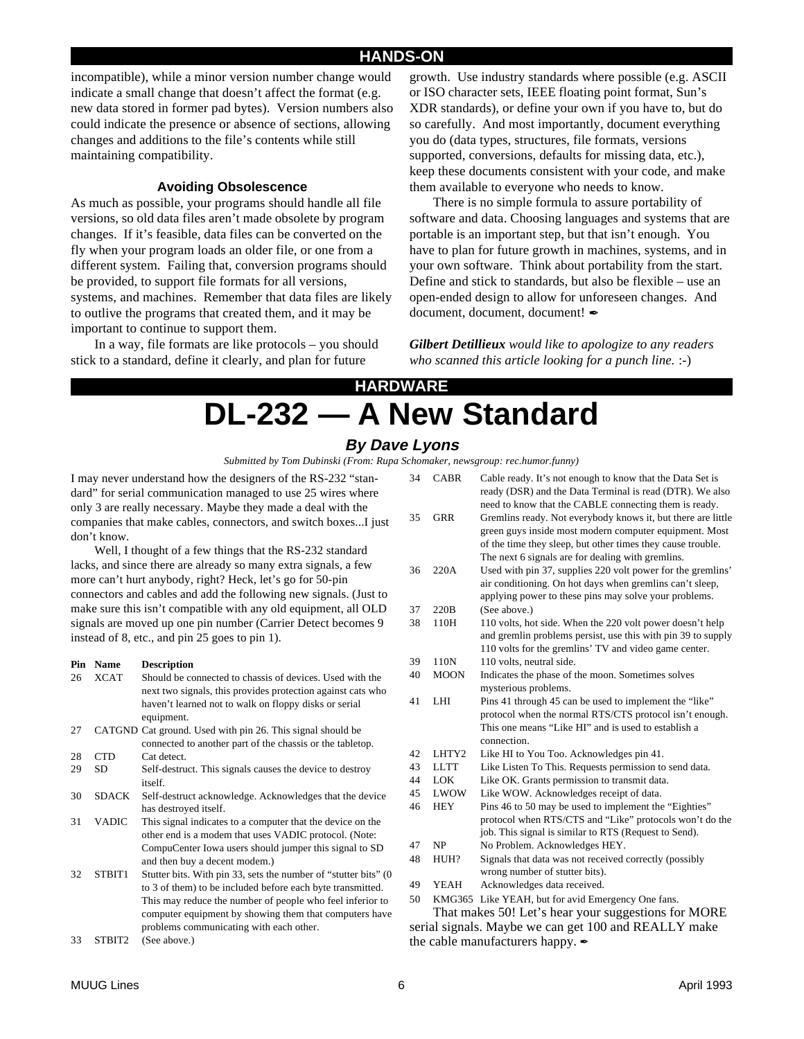## HANDS-ON

incompatible), while a minor version number change would indicate a small change that doesn't affect the format (e.g. new data stored in former pad bytes). Version numbers also could indicate the presence or absence of sections, allowing changes and additions to the file's contents while still maintaining compatibility.

### Avoiding Obsolescence

As much as possible, your programs should handle all file versions, so old data files aren't made obsolete by program changes. If it's feasible, data files can be converted on the fly when your program loads an older file, or one from a different system. Failing that, conversion programs should be provided, to support file formats for all versions, systems, and machines. Remember that data files are likely to outlive the programs that created them, and it may be important to continue to support them.

In a way, file formats are like protocols – you should stick to a standard, define it clearly, and plan for future growth. Use industry standards where possible (e.g. ASCII or ISO character sets, IEEE floating point format, Sun's XDR standards), or define your own if you have to, but do so carefully. And most importantly, document everything you do (data types, structures, file formats, versions supported, conversions, defaults for missing data, etc.), keep these documents consistent with your code, and make them available to everyone who needs to know.

There is no simple formula to assure portability of software and data. Choosing languages and systems that are portable is an important step, but that isn't enough. You have to plan for future growth in machines, systems, and in your own software. Think about portability from the start. Define and stick to standards, but also be flexible – use an open-ended design to allow for unforeseen changes. And document, document, document! ✒

***Gilbert Detillieux** would like to apologize to any readers who scanned this article looking for a punch line.* :-)

## HARDWARE

# DL-232 — A New Standard

### *By Dave Lyons*

*Submitted by Tom Dubinski (From: Rupa Schomaker, newsgroup: rec.humor.funny)*

I may never understand how the designers of the RS-232 "standard" for serial communication managed to use 25 wires where only 3 are really necessary. Maybe they made a deal with the companies that make cables, connectors, and switch boxes...I just don't know.

Well, I thought of a few things that the RS-232 standard lacks, and since there are already so many extra signals, a few more can't hurt anybody, right? Heck, let's go for 50-pin connectors and cables and add the following new signals. (Just to make sure this isn't compatible with any old equipment, all OLD signals are moved up one pin number (Carrier Detect becomes 9 instead of 8, etc., and pin 25 goes to pin 1).

| Pin | Name | Description |
|---|---|---|
| 26 | XCAT | Should be connected to chassis of devices. Used with the next two signals, this provides protection against cats who haven't learned not to walk on floppy disks or serial equipment. |
| 27 | CATGND | Cat ground. Used with pin 26. This signal should be connected to another part of the chassis or the tabletop. |
| 28 | CTD | Cat detect. |
| 29 | SD | Self-destruct. This signals causes the device to destroy itself. |
| 30 | SDACK | Self-destruct acknowledge. Acknowledges that the device has destroyed itself. |
| 31 | VADIC | This signal indicates to a computer that the device on the other end is a modem that uses VADIC protocol. (Note: CompuCenter Iowa users should jumper this signal to SD and then buy a decent modem.) |
| 32 | STBIT1 | Stutter bits. With pin 33, sets the number of "stutter bits" (0 to 3 of them) to be included before each byte transmitted. This may reduce the number of people who feel inferior to computer equipment by showing them that computers have problems communicating with each other. |
| 33 | STBIT2 | (See above.) |
| 34 | CABR | Cable ready. It's not enough to know that the Data Set is ready (DSR) and the Data Terminal is read (DTR). We also need to know that the CABLE connecting them is ready. |
| 35 | GRR | Gremlins ready. Not everybody knows it, but there are little green guys inside most modern computer equipment. Most of the time they sleep, but other times they cause trouble. The next 6 signals are for dealing with gremlins. |
| 36 | 220A | Used with pin 37, supplies 220 volt power for the gremlins' air conditioning. On hot days when gremlins can't sleep, applying power to these pins may solve your problems. |
| 37 | 220B | (See above.) |
| 38 | 110H | 110 volts, hot side. When the 220 volt power doesn't help and gremlin problems persist, use this with pin 39 to supply 110 volts for the gremlins' TV and video game center. |
| 39 | 110N | 110 volts, neutral side. |
| 40 | MOON | Indicates the phase of the moon. Sometimes solves mysterious problems. |
| 41 | LHI | Pins 41 through 45 can be used to implement the "like" protocol when the normal RTS/CTS protocol isn't enough. This one means "Like HI" and is used to establish a connection. |
| 42 | LHTY2 | Like HI to You Too. Acknowledges pin 41. |
| 43 | LLTT | Like Listen To This. Requests permission to send data. |
| 44 | LOK | Like OK. Grants permission to transmit data. |
| 45 | LWOW | Like WOW. Acknowledges receipt of data. |
| 46 | HEY | Pins 46 to 50 may be used to implement the "Eighties" protocol when RTS/CTS and "Like" protocols won't do the job. This signal is similar to RTS (Request to Send). |
| 47 | NP | No Problem. Acknowledges HEY. |
| 48 | HUH? | Signals that data was not received correctly (possibly wrong number of stutter bits). |
| 49 | YEAH | Acknowledges data received. |
| 50 | KMG365 | Like YEAH, but for avid Emergency One fans. |

That makes 50! Let's hear your suggestions for MORE serial signals. Maybe we can get 100 and REALLY make the cable manufacturers happy. ✒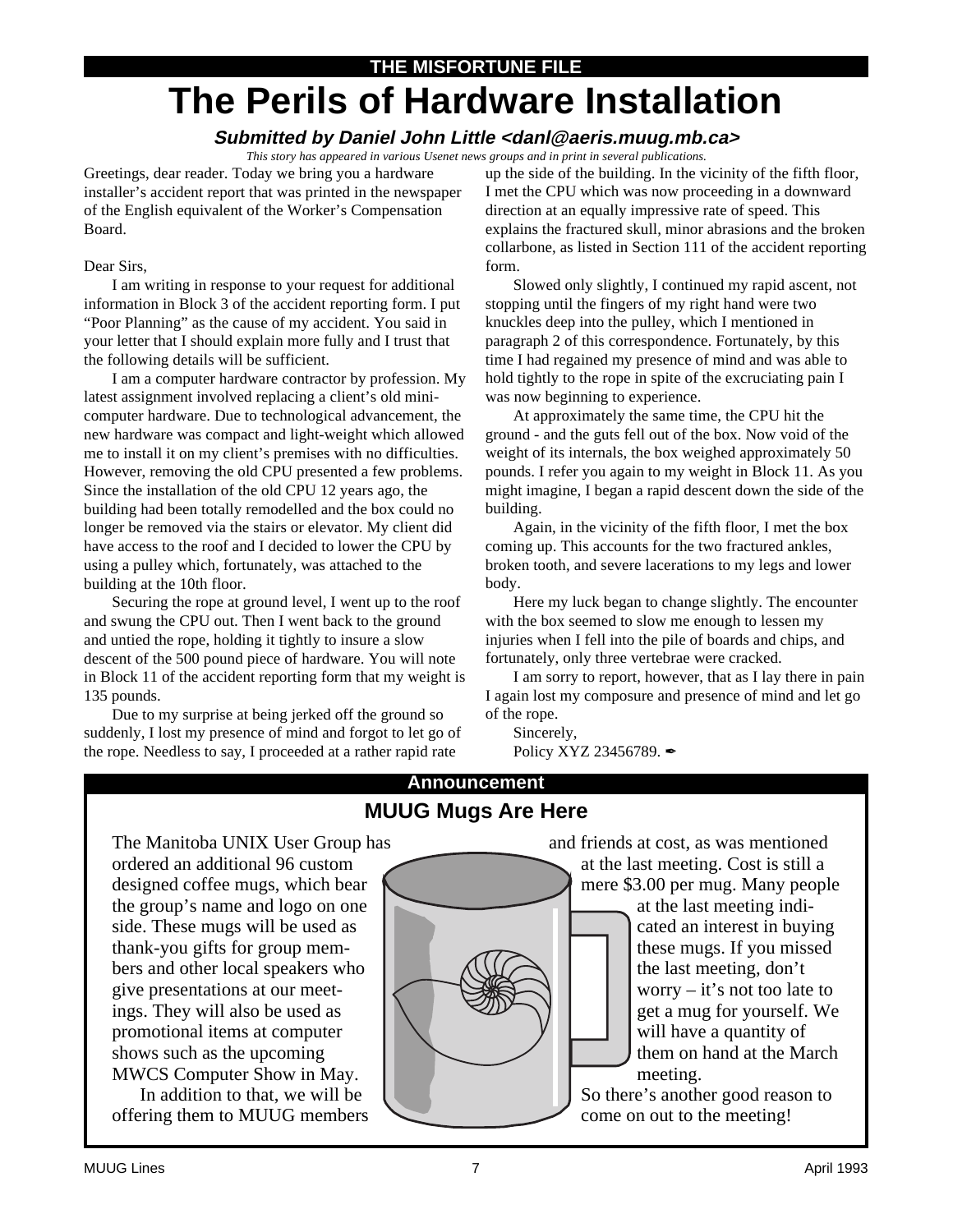THE MISFORTUNE FILE

# The Perils of Hardware Installation

### *Submitted by Daniel John Little <danl@aeris.muug.mb.ca>*

*This story has appeared in various Usenet news groups and in print in several publications.*

Greetings, dear reader. Today we bring you a hardware installer's accident report that was printed in the newspaper of the English equivalent of the Worker's Compensation Board.

Dear Sirs,

I am writing in response to your request for additional information in Block 3 of the accident reporting form. I put "Poor Planning" as the cause of my accident. You said in your letter that I should explain more fully and I trust that the following details will be sufficient.

I am a computer hardware contractor by profession. My latest assignment involved replacing a client's old mini-computer hardware. Due to technological advancement, the new hardware was compact and light-weight which allowed me to install it on my client's premises with no difficulties. However, removing the old CPU presented a few problems. Since the installation of the old CPU 12 years ago, the building had been totally remodelled and the box could no longer be removed via the stairs or elevator. My client did have access to the roof and I decided to lower the CPU by using a pulley which, fortunately, was attached to the building at the 10th floor.

Securing the rope at ground level, I went up to the roof and swung the CPU out. Then I went back to the ground and untied the rope, holding it tightly to insure a slow descent of the 500 pound piece of hardware. You will note in Block 11 of the accident reporting form that my weight is 135 pounds.

Due to my surprise at being jerked off the ground so suddenly, I lost my presence of mind and forgot to let go of the rope. Needless to say, I proceeded at a rather rapid rate up the side of the building. In the vicinity of the fifth floor, I met the CPU which was now proceeding in a downward direction at an equally impressive rate of speed. This explains the fractured skull, minor abrasions and the broken collarbone, as listed in Section 111 of the accident reporting form.

Slowed only slightly, I continued my rapid ascent, not stopping until the fingers of my right hand were two knuckles deep into the pulley, which I mentioned in paragraph 2 of this correspondence. Fortunately, by this time I had regained my presence of mind and was able to hold tightly to the rope in spite of the excruciating pain I was now beginning to experience.

At approximately the same time, the CPU hit the ground - and the guts fell out of the box. Now void of the weight of its internals, the box weighed approximately 50 pounds. I refer you again to my weight in Block 11. As you might imagine, I began a rapid descent down the side of the building.

Again, in the vicinity of the fifth floor, I met the box coming up. This accounts for the two fractured ankles, broken tooth, and severe lacerations to my legs and lower body.

Here my luck began to change slightly. The encounter with the box seemed to slow me enough to lessen my injuries when I fell into the pile of boards and chips, and fortunately, only three vertebrae were cracked.

I am sorry to report, however, that as I lay there in pain I again lost my composure and presence of mind and let go of the rope.

Sincerely,

Policy XYZ 23456789. ✒

---

Announcement

## MUUG Mugs Are Here

The Manitoba UNIX User Group has ordered an additional 96 custom designed coffee mugs, which bear the group's name and logo on one side. These mugs will be used as thank-you gifts for group members and other local speakers who give presentations at our meetings. They will also be used as promotional items at computer shows such as the upcoming MWCS Computer Show in May.

In addition to that, we will be offering them to MUUG members and friends at cost, as was mentioned at the last meeting. Cost is still a mere $3.00 per mug. Many people at the last meeting indicated an interest in buying these mugs. If you missed the last meeting, don't worry – it's not too late to get a mug for yourself. We will have a quantity of them on hand at the March meeting.

So there's another good reason to come on out to the meeting!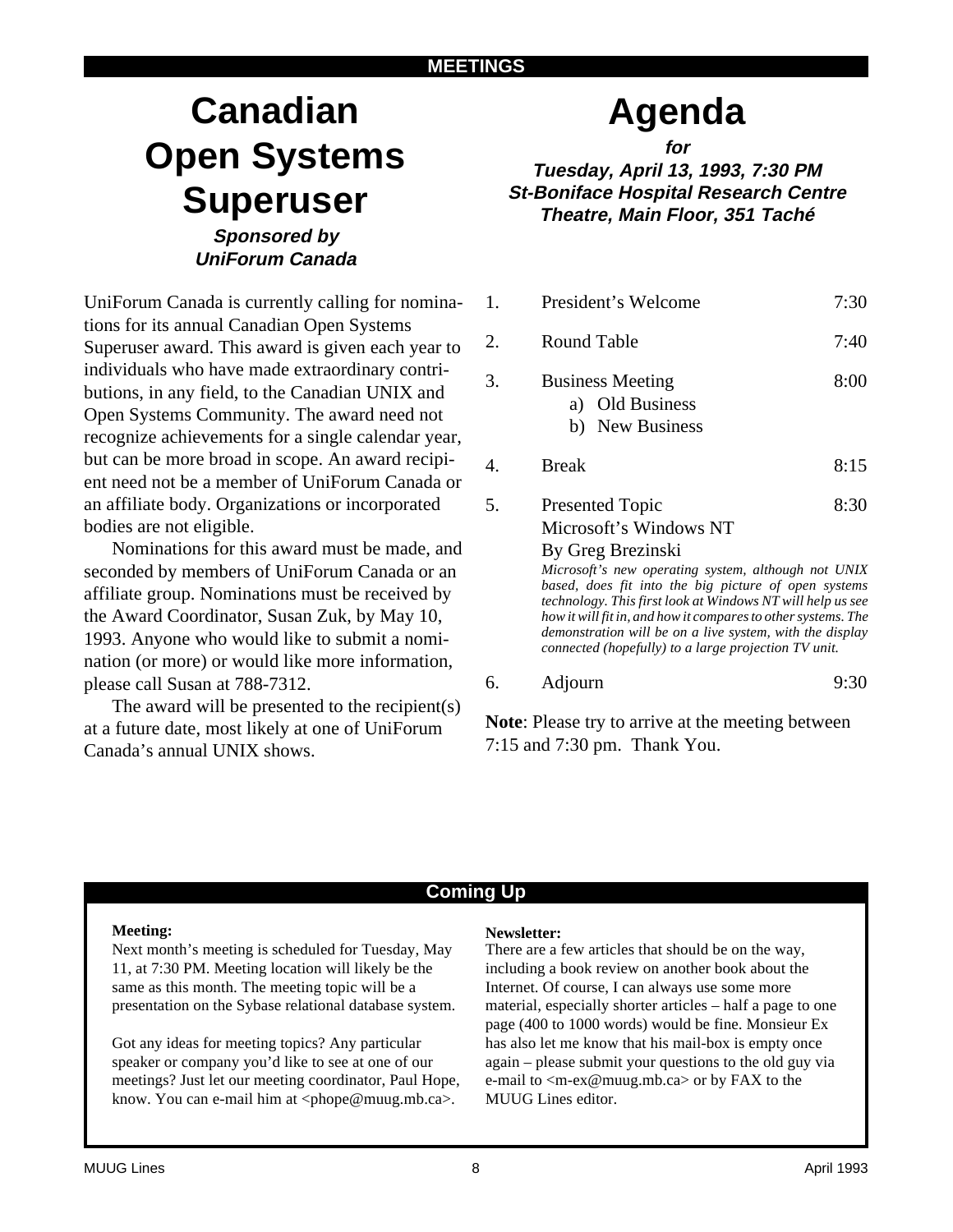MEETINGS

# Canadian Open Systems Superuser

***Sponsored by UniForum Canada***

UniForum Canada is currently calling for nominations for its annual Canadian Open Systems Superuser award. This award is given each year to individuals who have made extraordinary contributions, in any field, to the Canadian UNIX and Open Systems Community. The award need not recognize achievements for a single calendar year, but can be more broad in scope. An award recipient need not be a member of UniForum Canada or an affiliate body. Organizations or incorporated bodies are not eligible.

Nominations for this award must be made, and seconded by members of UniForum Canada or an affiliate group. Nominations must be received by the Award Coordinator, Susan Zuk, by May 10, 1993. Anyone who would like to submit a nomination (or more) or would like more information, please call Susan at 788-7312.

The award will be presented to the recipient(s) at a future date, most likely at one of UniForum Canada's annual UNIX shows.

# Agenda

***for***
***Tuesday, April 13, 1993, 7:30 PM***
***St-Boniface Hospital Research Centre***
***Theatre, Main Floor, 351 Taché***

1. President's Welcome — 7:30
2. Round Table — 7:40
3. Business Meeting — 8:00
   a) Old Business
   b) New Business
4. Break — 8:15
5. Presented Topic — 8:30
   Microsoft's Windows NT
   By Greg Brezinski
   *Microsoft's new operating system, although not UNIX based, does fit into the big picture of open systems technology. This first look at Windows NT will help us see how it will fit in, and how it compares to other systems. The demonstration will be on a live system, with the display connected (hopefully) to a large projection TV unit.*
6. Adjourn — 9:30

**Note**: Please try to arrive at the meeting between 7:15 and 7:30 pm. Thank You.

## Coming Up

**Meeting:**

Next month's meeting is scheduled for Tuesday, May 11, at 7:30 PM. Meeting location will likely be the same as this month. The meeting topic will be a presentation on the Sybase relational database system.

Got any ideas for meeting topics? Any particular speaker or company you'd like to see at one of our meetings? Just let our meeting coordinator, Paul Hope, know. You can e-mail him at <phope@muug.mb.ca>.

**Newsletter:**

There are a few articles that should be on the way, including a book review on another book about the Internet. Of course, I can always use some more material, especially shorter articles – half a page to one page (400 to 1000 words) would be fine. Monsieur Ex has also let me know that his mail-box is empty once again – please submit your questions to the old guy via e-mail to <m-ex@muug.mb.ca> or by FAX to the MUUG Lines editor.